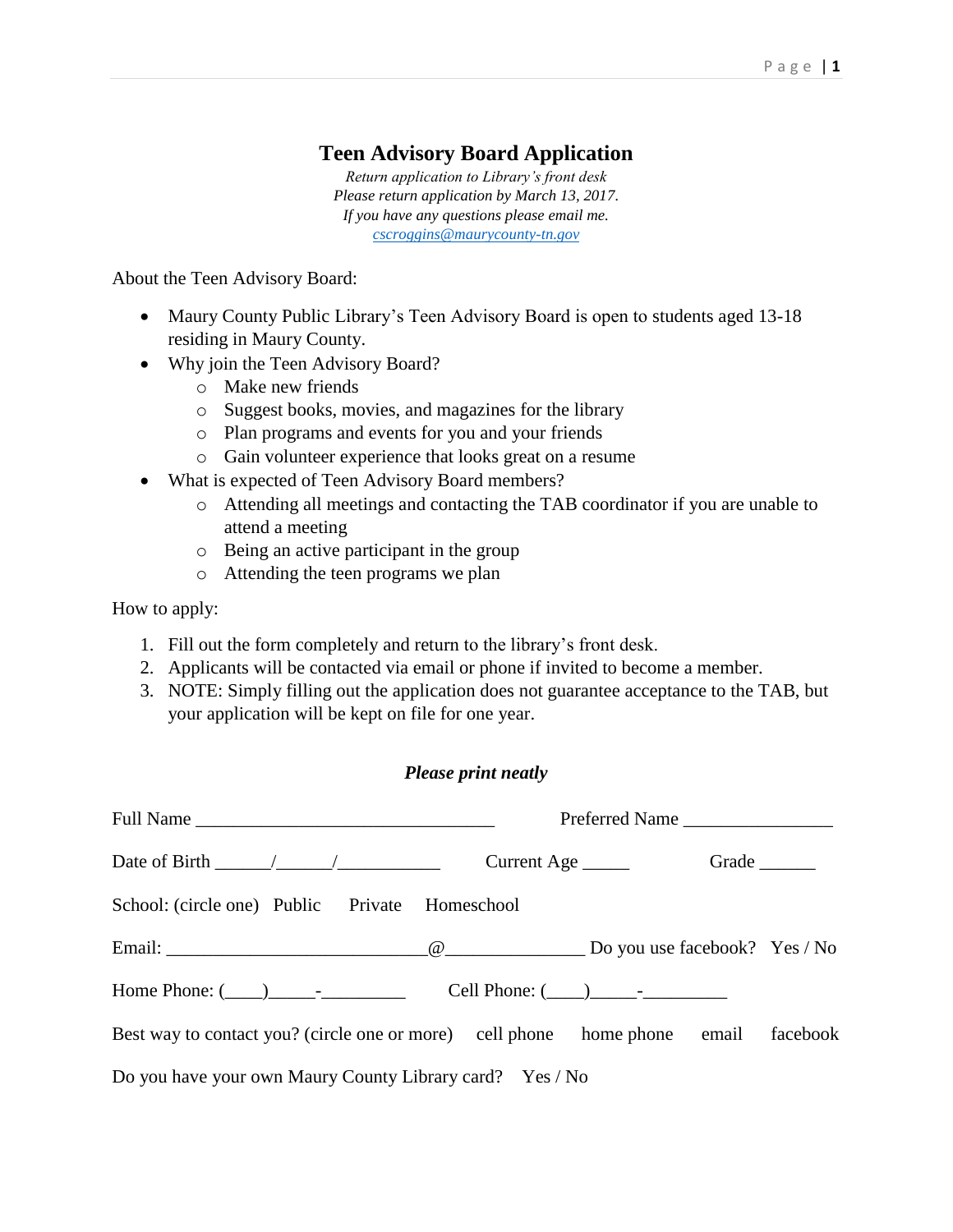# Teen Advisory Board Application

*Return application to Library's front desk*
*Please return application by March 13, 2017.*
*If you have any questions please email me.*
[cscroggins@maurycounty-tn.gov](mailto:cscroggins@maurycounty-tn.gov)

About the Teen Advisory Board:

- Maury County Public Library's Teen Advisory Board is open to students aged 13-18 residing in Maury County.
- Why join the Teen Advisory Board?
  - Make new friends
  - Suggest books, movies, and magazines for the library
  - Plan programs and events for you and your friends
  - Gain volunteer experience that looks great on a resume
- What is expected of Teen Advisory Board members?
  - Attending all meetings and contacting the TAB coordinator if you are unable to attend a meeting
  - Being an active participant in the group
  - Attending the teen programs we plan

How to apply:

1. Fill out the form completely and return to the library's front desk.
2. Applicants will be contacted via email or phone if invited to become a member.
3. NOTE: Simply filling out the application does not guarantee acceptance to the TAB, but your application will be kept on file for one year.

***Please print neatly***

Full Name ________________________________ Preferred Name ________________

Date of Birth ______/______/___________ Current Age _____ Grade ______

School: (circle one) Public Private Homeschool

Email: ____________________________@_______________ Do you use facebook? Yes / No

Home Phone: (____)_____-_________ Cell Phone: (____)_____-_________

Best way to contact you? (circle one or more) cell phone home phone email facebook

Do you have your own Maury County Library card? Yes / No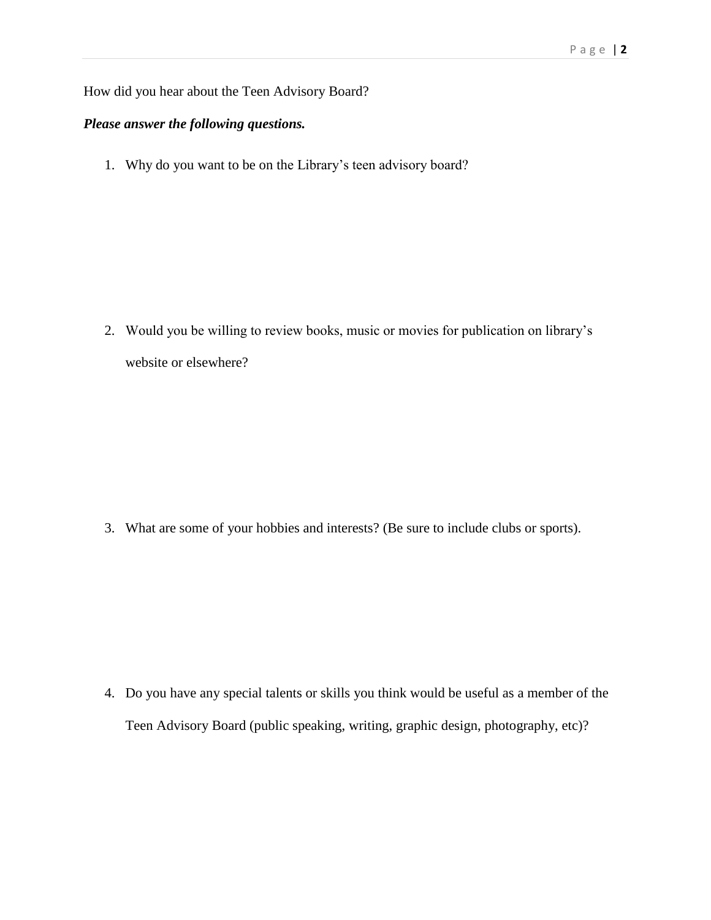How did you hear about the Teen Advisory Board?

***Please answer the following questions.***

1. Why do you want to be on the Library's teen advisory board?

2. Would you be willing to review books, music or movies for publication on library's website or elsewhere?

3. What are some of your hobbies and interests? (Be sure to include clubs or sports).

4. Do you have any special talents or skills you think would be useful as a member of the Teen Advisory Board (public speaking, writing, graphic design, photography, etc)?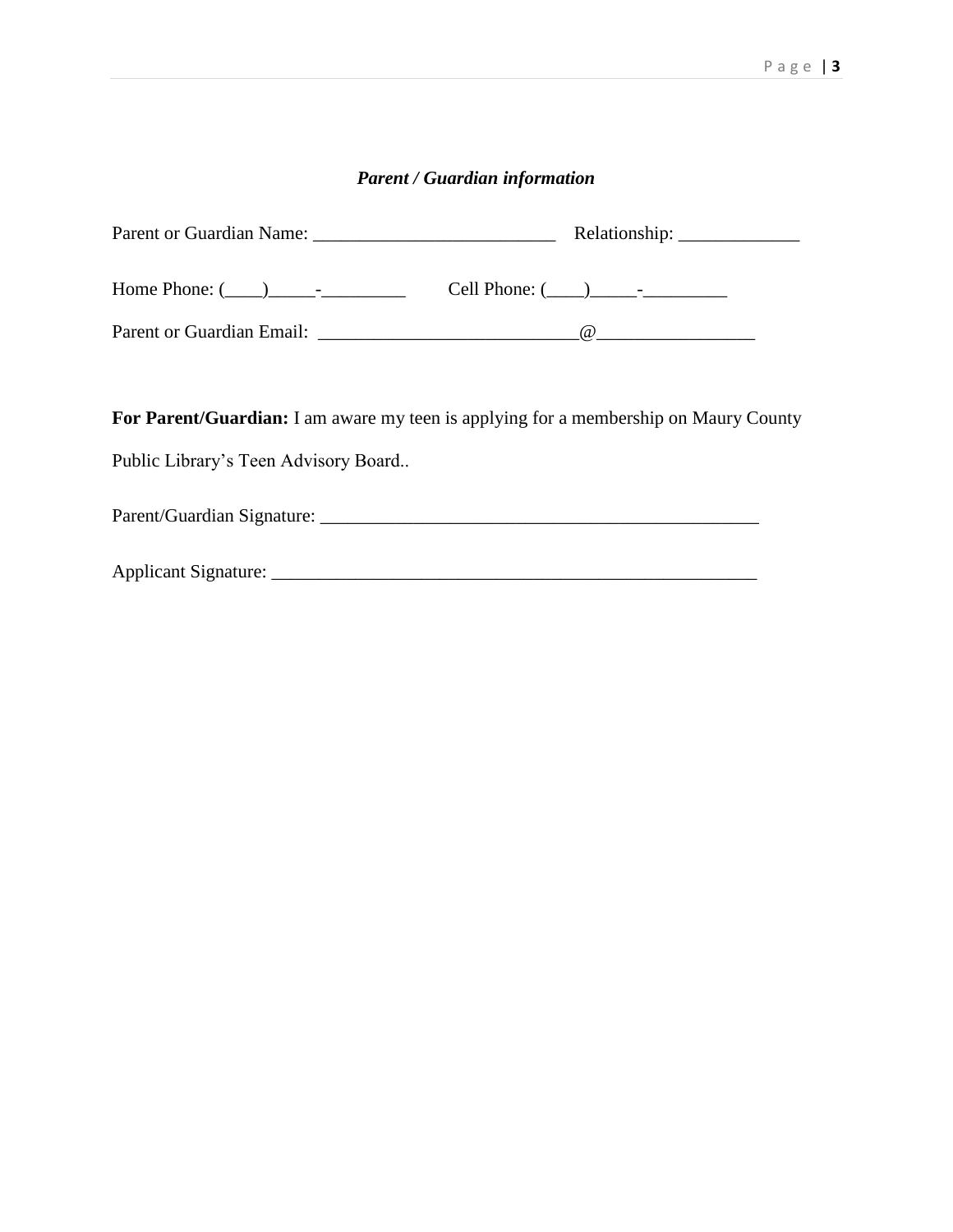***Parent / Guardian information***

Parent or Guardian Name: __________________________ Relationship: _____________

Home Phone: (____)_____-_________ Cell Phone: (____)_____-_________

Parent or Guardian Email: ___________________________@________________

**For Parent/Guardian:** I am aware my teen is applying for a membership on Maury County Public Library's Teen Advisory Board..

Parent/Guardian Signature: ________________________________________________

Applicant Signature: _____________________________________________________